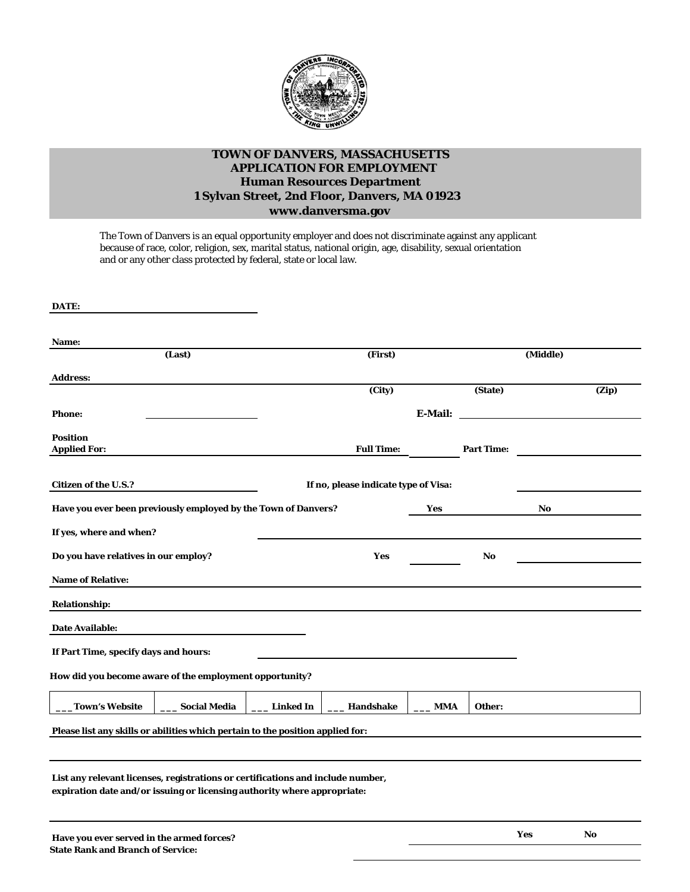# TOWN OF DANVERS, MASSACHUSETTS
## APPLICATION FOR EMPLOYMENT
### Human Resources Department
### 1 Sylvan Street, 2nd Floor, Danvers, MA 01923
### www.danversma.gov

The Town of Danvers is an equal opportunity employer and does not discriminate against any applicant because of race, color, religion, sex, marital status, national origin, age, disability, sexual orientation and or any other class protected by federal, state or local law.

**DATE:** ______________________

**Name:** ______________________________________________
(Last) (First) (Middle)

**Address:** ______________________________________________
(City) (State) (Zip)

**Phone:** ______________ **E-Mail:** ______________________

**Position Applied For:** ______________________ **Full Time:** ________ **Part Time:** ____________

**Citizen of the U.S.?** ______________ **If no, please indicate type of Visa:** ______________

**Have you ever been previously employed by the Town of Danvers?** **Yes** ________ **No** ________

**If yes, where and when?** ______________________________________________

**Do you have relatives in our employ?** **Yes** ________ **No** ________

**Name of Relative:** ______________________________________________

**Relationship:** ______________________________________________

**Date Available:** ______________________

**If Part Time, specify days and hours:** ______________________________

**How did you become aware of the employment opportunity?**

| ___ Town's Website | ___ Social Media | ___ Linked In | ___ Handshake | ___ MMA | Other: |
|---|---|---|---|---|---|

**Please list any skills or abilities which pertain to the position applied for:** ______________________________

______________________________________________

**List any relevant licenses, registrations or certifications and include number, expiration date and/or issuing or licensing authority where appropriate:**

______________________________________________

**Have you ever served in the armed forces?** ________ **Yes** ________ **No** ________

**State Rank and Branch of Service:** ______________________________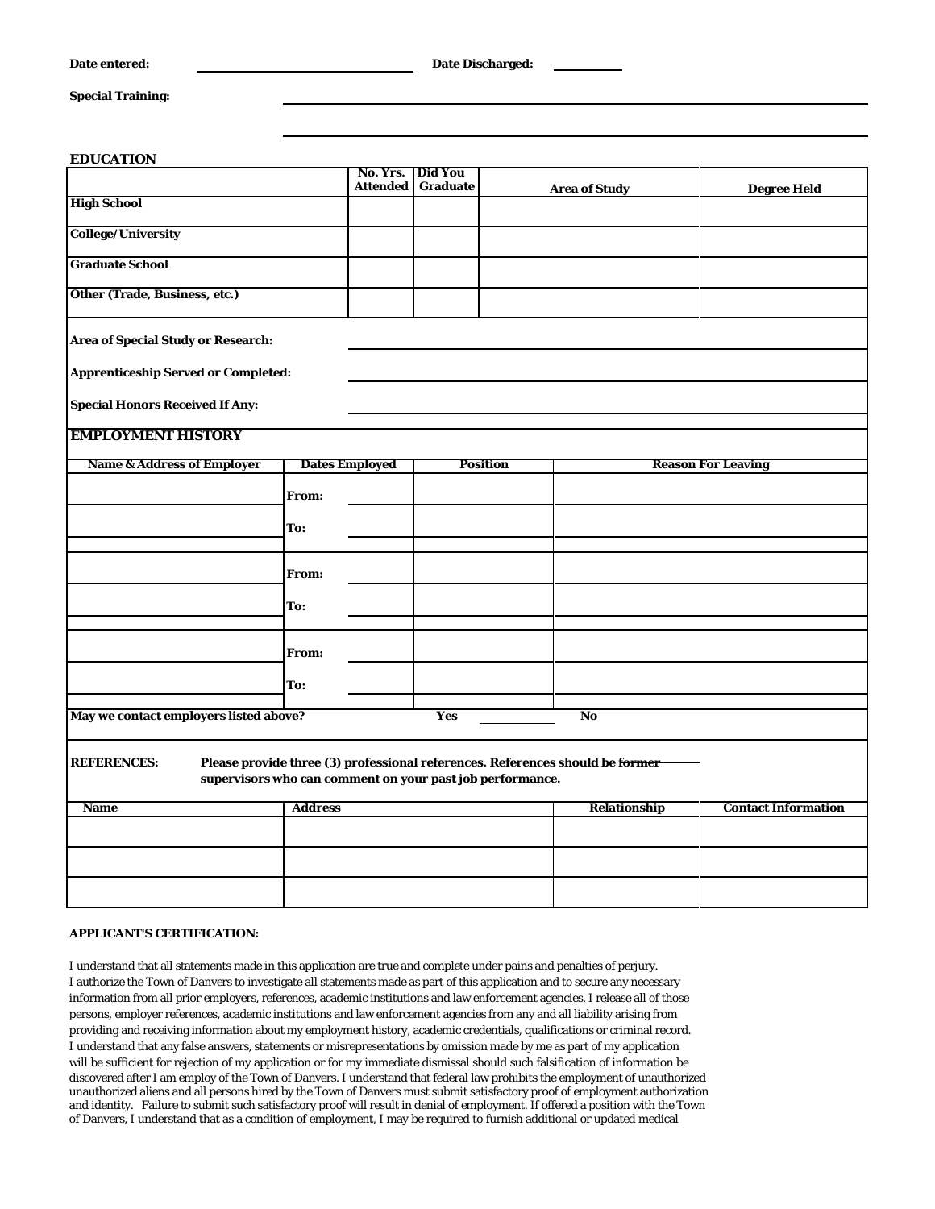**Date entered:** \_\_\_\_\_\_\_\_\_\_\_\_\_\_\_\_\_\_\_\_ **Date Discharged:** \_\_\_\_\_\_\_\_\_\_

**Special Training:** \_\_\_\_\_\_\_\_\_\_\_\_\_\_\_\_\_\_\_\_\_\_\_\_\_\_\_\_\_\_\_\_\_\_\_\_\_\_\_\_

\_\_\_\_\_\_\_\_\_\_\_\_\_\_\_\_\_\_\_\_\_\_\_\_\_\_\_\_\_\_\_\_\_\_\_\_\_\_\_\_

## EDUCATION

| | No. Yrs. Attended | Did You Graduate | Area of Study | Degree Held |
|---|---|---|---|---|
| **High School** | | | | |
| **College/University** | | | | |
| **Graduate School** | | | | |
| **Other (Trade, Business, etc.)** | | | | |

**Area of Special Study or Research:** \_\_\_\_\_\_\_\_\_\_\_\_\_\_\_\_\_\_\_\_\_\_\_\_\_\_\_\_\_\_

**Apprenticeship Served or Completed:** \_\_\_\_\_\_\_\_\_\_\_\_\_\_\_\_\_\_\_\_\_\_\_\_\_\_\_\_\_\_

**Special Honors Received If Any:** \_\_\_\_\_\_\_\_\_\_\_\_\_\_\_\_\_\_\_\_\_\_\_\_\_\_\_\_\_\_

## EMPLOYMENT HISTORY

| Name & Address of Employer | Dates Employed | Position | Reason For Leaving |
|---|---|---|---|
| | From: | | |
| | To: | | |
| | From: | | |
| | To: | | |
| | From: | | |
| | To: | | |

**May we contact employers listed above?** **Yes** \_\_\_\_\_\_\_\_\_\_ **No**

**REFERENCES:** **Please provide three (3) professional references. References should be ~~former~~ supervisors who can comment on your past job performance.**

| Name | Address | Relationship | Contact Information |
|---|---|---|---|
| | | | |
| | | | |
| | | | |

**APPLICANT'S CERTIFICATION:**

I understand that all statements made in this application are true and complete under pains and penalties of perjury. I authorize the Town of Danvers to investigate all statements made as part of this application and to secure any necessary information from all prior employers, references, academic institutions and law enforcement agencies. I release all of those persons, employer references, academic institutions and law enforcement agencies from any and all liability arising from providing and receiving information about my employment history, academic credentials, qualifications or criminal record. I understand that any false answers, statements or misrepresentations by omission made by me as part of my application will be sufficient for rejection of my application or for my immediate dismissal should such falsification of information be discovered after I am employ of the Town of Danvers. I understand that federal law prohibits the employment of unauthorized unauthorized aliens and all persons hired by the Town of Danvers must submit satisfactory proof of employment authorization and identity. Failure to submit such satisfactory proof will result in denial of employment. If offered a position with the Town of Danvers, I understand that as a condition of employment, I may be required to furnish additional or updated medical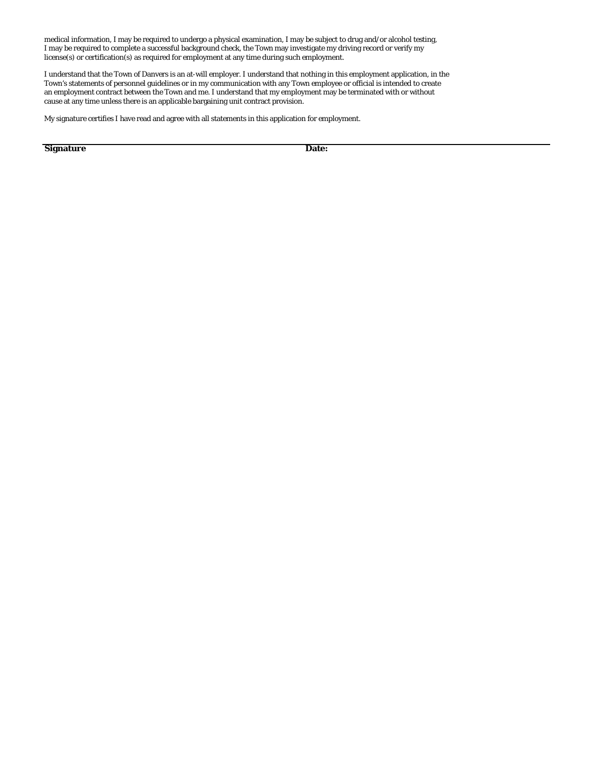medical information, I may be required to undergo a physical examination, I may be subject to drug and/or alcohol testing, I may be required to complete a successful background check, the Town may investigate my driving record or verify my license(s) or certification(s) as required for employment at any time during such employment.

I understand that the Town of Danvers is an at-will employer. I understand that nothing in this employment application, in the Town's statements of personnel guidelines or in my communication with any Town employee or official is intended to create an employment contract between the Town and me. I understand that my employment may be terminated with or without cause at any time unless there is an applicable bargaining unit contract provision.

My signature certifies I have read and agree with all statements in this application for employment.

**Signature** **Date:**